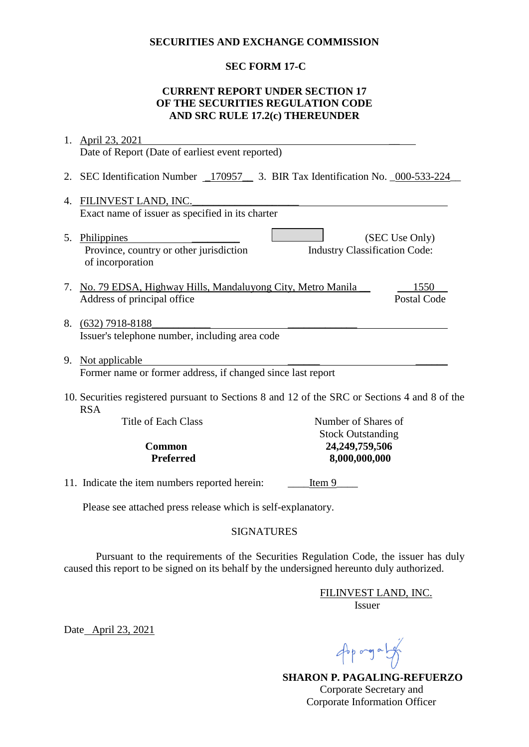**SECURITIES AND EXCHANGE COMMISSION**

**SEC FORM 17-C**

**CURRENT REPORT UNDER SECTION 17
OF THE SECURITIES REGULATION CODE
AND SRC RULE 17.2(c) THEREUNDER**

1. April 23, 2021
   Date of Report (Date of earliest event reported)

2. SEC Identification Number 170957 3. BIR Tax Identification No. 000-533-224

4. FILINVEST LAND, INC.
   Exact name of issuer as specified in its charter

5. Philippines
   Province, country or other jurisdiction of incorporation

   (SEC Use Only)
   Industry Classification Code:

7. No. 79 EDSA, Highway Hills, Mandaluyong City, Metro Manila — 1550
   Address of principal office — Postal Code

8. (632) 7918-8188
   Issuer's telephone number, including area code

9. Not applicable
   Former name or former address, if changed since last report

10. Securities registered pursuant to Sections 8 and 12 of the SRC or Sections 4 and 8 of the RSA

| Title of Each Class | Number of Shares of Stock Outstanding |
|---|---|
| **Common** | **24,249,759,506** |
| **Preferred** | **8,000,000,000** |

11. Indicate the item numbers reported herein: Item 9

Please see attached press release which is self-explanatory.

SIGNATURES

Pursuant to the requirements of the Securities Regulation Code, the issuer has duly caused this report to be signed on its behalf by the undersigned hereunto duly authorized.

FILINVEST LAND, INC.
Issuer

Date April 23, 2021

**SHARON P. PAGALING-REFUERZO**
Corporate Secretary and
Corporate Information Officer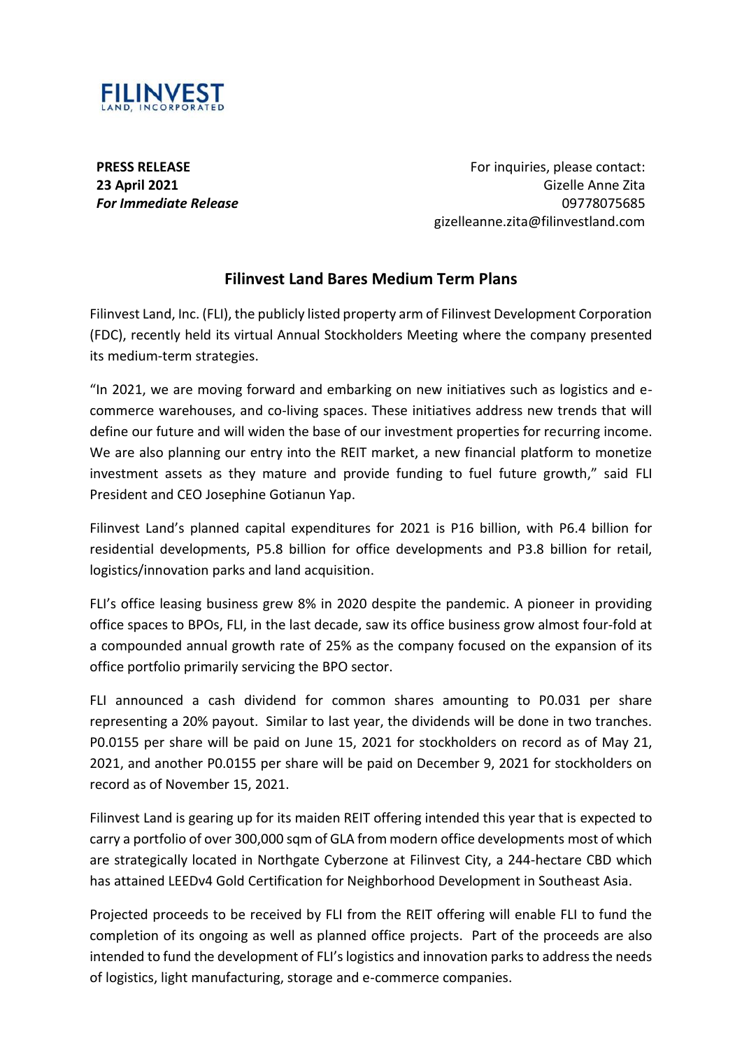**FILINVEST**
LAND, INCORPORATED

**PRESS RELEASE**
**23 April 2021**
***For Immediate Release***

For inquiries, please contact:
Gizelle Anne Zita
09778075685
gizelleanne.zita@filinvestland.com

## Filinvest Land Bares Medium Term Plans

Filinvest Land, Inc. (FLI), the publicly listed property arm of Filinvest Development Corporation (FDC), recently held its virtual Annual Stockholders Meeting where the company presented its medium-term strategies.

"In 2021, we are moving forward and embarking on new initiatives such as logistics and e-commerce warehouses, and co-living spaces. These initiatives address new trends that will define our future and will widen the base of our investment properties for recurring income. We are also planning our entry into the REIT market, a new financial platform to monetize investment assets as they mature and provide funding to fuel future growth," said FLI President and CEO Josephine Gotianun Yap.

Filinvest Land's planned capital expenditures for 2021 is P16 billion, with P6.4 billion for residential developments, P5.8 billion for office developments and P3.8 billion for retail, logistics/innovation parks and land acquisition.

FLI's office leasing business grew 8% in 2020 despite the pandemic. A pioneer in providing office spaces to BPOs, FLI, in the last decade, saw its office business grow almost four-fold at a compounded annual growth rate of 25% as the company focused on the expansion of its office portfolio primarily servicing the BPO sector.

FLI announced a cash dividend for common shares amounting to P0.031 per share representing a 20% payout. Similar to last year, the dividends will be done in two tranches. P0.0155 per share will be paid on June 15, 2021 for stockholders on record as of May 21, 2021, and another P0.0155 per share will be paid on December 9, 2021 for stockholders on record as of November 15, 2021.

Filinvest Land is gearing up for its maiden REIT offering intended this year that is expected to carry a portfolio of over 300,000 sqm of GLA from modern office developments most of which are strategically located in Northgate Cyberzone at Filinvest City, a 244-hectare CBD which has attained LEEDv4 Gold Certification for Neighborhood Development in Southeast Asia.

Projected proceeds to be received by FLI from the REIT offering will enable FLI to fund the completion of its ongoing as well as planned office projects. Part of the proceeds are also intended to fund the development of FLI's logistics and innovation parks to address the needs of logistics, light manufacturing, storage and e-commerce companies.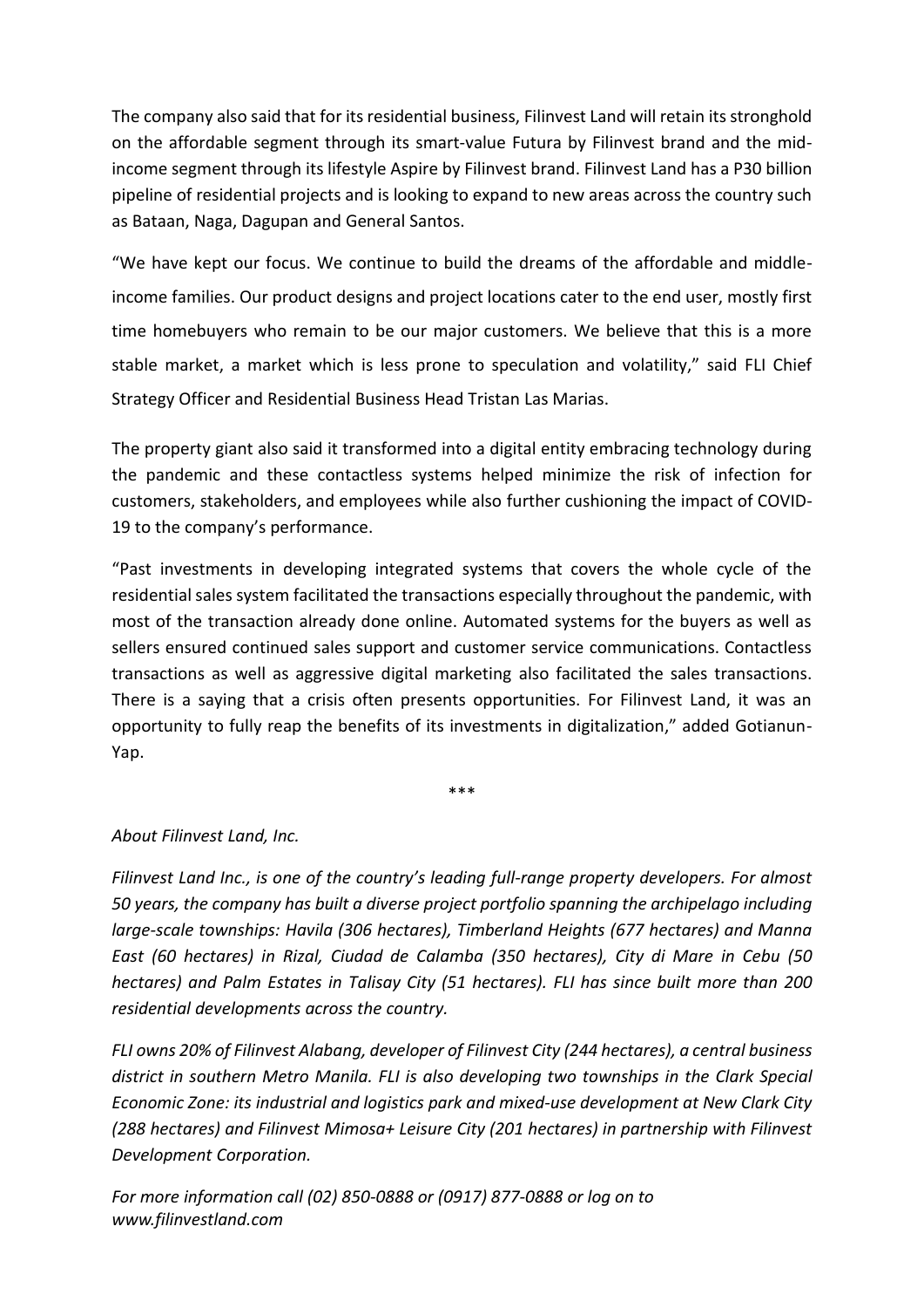The company also said that for its residential business, Filinvest Land will retain its stronghold on the affordable segment through its smart-value Futura by Filinvest brand and the mid-income segment through its lifestyle Aspire by Filinvest brand. Filinvest Land has a P30 billion pipeline of residential projects and is looking to expand to new areas across the country such as Bataan, Naga, Dagupan and General Santos.

"We have kept our focus. We continue to build the dreams of the affordable and middle-income families. Our product designs and project locations cater to the end user, mostly first time homebuyers who remain to be our major customers. We believe that this is a more stable market, a market which is less prone to speculation and volatility," said FLI Chief Strategy Officer and Residential Business Head Tristan Las Marias.

The property giant also said it transformed into a digital entity embracing technology during the pandemic and these contactless systems helped minimize the risk of infection for customers, stakeholders, and employees while also further cushioning the impact of COVID-19 to the company's performance.

"Past investments in developing integrated systems that covers the whole cycle of the residential sales system facilitated the transactions especially throughout the pandemic, with most of the transaction already done online. Automated systems for the buyers as well as sellers ensured continued sales support and customer service communications. Contactless transactions as well as aggressive digital marketing also facilitated the sales transactions. There is a saying that a crisis often presents opportunities. For Filinvest Land, it was an opportunity to fully reap the benefits of its investments in digitalization," added Gotianun-Yap.

***

*About Filinvest Land, Inc.*

*Filinvest Land Inc., is one of the country's leading full-range property developers. For almost 50 years, the company has built a diverse project portfolio spanning the archipelago including large-scale townships: Havila (306 hectares), Timberland Heights (677 hectares) and Manna East (60 hectares) in Rizal, Ciudad de Calamba (350 hectares), City di Mare in Cebu (50 hectares) and Palm Estates in Talisay City (51 hectares). FLI has since built more than 200 residential developments across the country.*

*FLI owns 20% of Filinvest Alabang, developer of Filinvest City (244 hectares), a central business district in southern Metro Manila. FLI is also developing two townships in the Clark Special Economic Zone: its industrial and logistics park and mixed-use development at New Clark City (288 hectares) and Filinvest Mimosa+ Leisure City (201 hectares) in partnership with Filinvest Development Corporation.*

*For more information call (02) 850-0888 or (0917) 877-0888 or log on to www.filinvestland.com*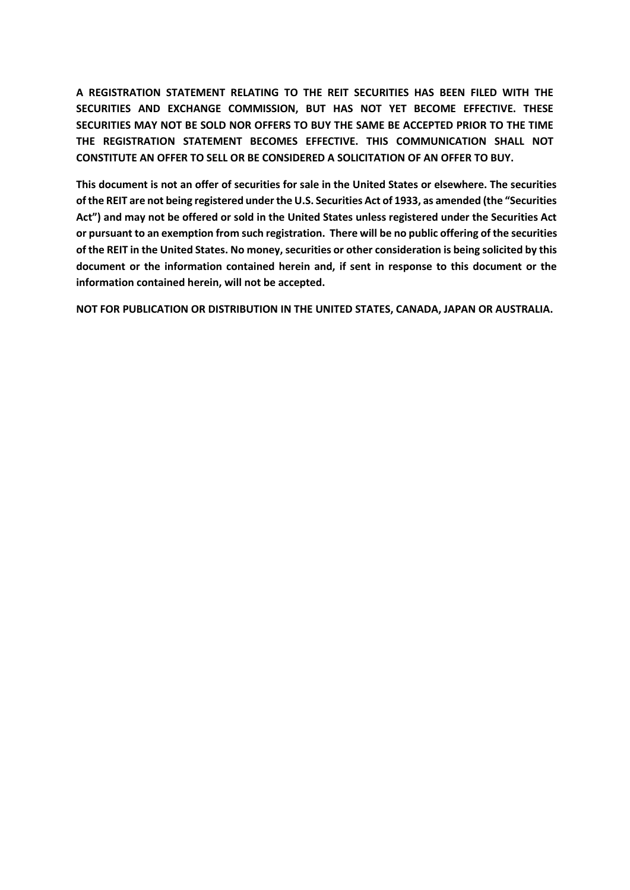**A REGISTRATION STATEMENT RELATING TO THE REIT SECURITIES HAS BEEN FILED WITH THE SECURITIES AND EXCHANGE COMMISSION, BUT HAS NOT YET BECOME EFFECTIVE. THESE SECURITIES MAY NOT BE SOLD NOR OFFERS TO BUY THE SAME BE ACCEPTED PRIOR TO THE TIME THE REGISTRATION STATEMENT BECOMES EFFECTIVE. THIS COMMUNICATION SHALL NOT CONSTITUTE AN OFFER TO SELL OR BE CONSIDERED A SOLICITATION OF AN OFFER TO BUY.**

**This document is not an offer of securities for sale in the United States or elsewhere. The securities of the REIT are not being registered under the U.S. Securities Act of 1933, as amended (the "Securities Act") and may not be offered or sold in the United States unless registered under the Securities Act or pursuant to an exemption from such registration. There will be no public offering of the securities of the REIT in the United States. No money, securities or other consideration is being solicited by this document or the information contained herein and, if sent in response to this document or the information contained herein, will not be accepted.**

**NOT FOR PUBLICATION OR DISTRIBUTION IN THE UNITED STATES, CANADA, JAPAN OR AUSTRALIA.**